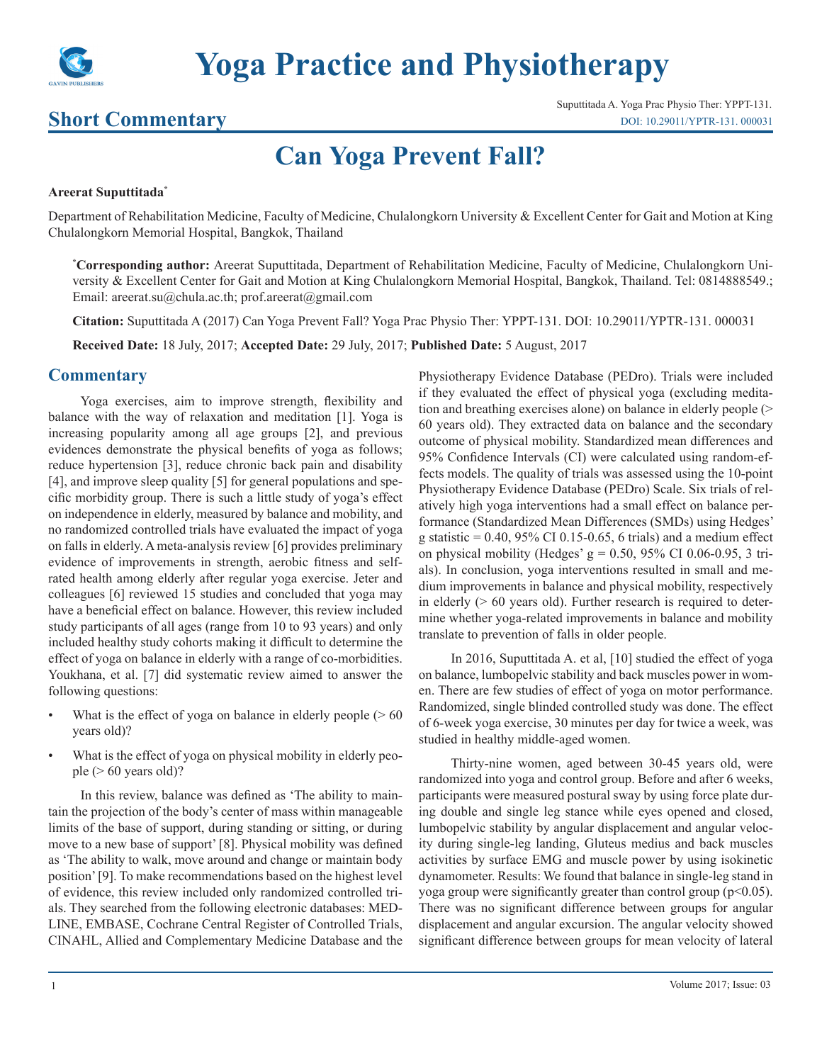# Yoga Practice and Physiotherapy

## Short Commentary

Suputtitada A. Yoga Prac Physio Ther: YPPT-131.
DOI: 10.29011/YPTR-131. 000031

# Can Yoga Prevent Fall?

**Areerat Suputtitada***

Department of Rehabilitation Medicine, Faculty of Medicine, Chulalongkorn University & Excellent Center for Gait and Motion at King Chulalongkorn Memorial Hospital, Bangkok, Thailand

***Corresponding author:** Areerat Suputtitada, Department of Rehabilitation Medicine, Faculty of Medicine, Chulalongkorn University & Excellent Center for Gait and Motion at King Chulalongkorn Memorial Hospital, Bangkok, Thailand. Tel: 0814888549.; Email: areerat.su@chula.ac.th; prof.areerat@gmail.com

**Citation:** Suputtitada A (2017) Can Yoga Prevent Fall? Yoga Prac Physio Ther: YPPT-131. DOI: 10.29011/YPTR-131. 000031

**Received Date:** 18 July, 2017; **Accepted Date:** 29 July, 2017; **Published Date:** 5 August, 2017

## Commentary

Yoga exercises, aim to improve strength, flexibility and balance with the way of relaxation and meditation [1]. Yoga is increasing popularity among all age groups [2], and previous evidences demonstrate the physical benefits of yoga as follows; reduce hypertension [3], reduce chronic back pain and disability [4], and improve sleep quality [5] for general populations and specific morbidity group. There is such a little study of yoga's effect on independence in elderly, measured by balance and mobility, and no randomized controlled trials have evaluated the impact of yoga on falls in elderly. A meta-analysis review [6] provides preliminary evidence of improvements in strength, aerobic fitness and self-rated health among elderly after regular yoga exercise. Jeter and colleagues [6] reviewed 15 studies and concluded that yoga may have a beneficial effect on balance. However, this review included study participants of all ages (range from 10 to 93 years) and only included healthy study cohorts making it difficult to determine the effect of yoga on balance in elderly with a range of co-morbidities. Youkhana, et al. [7] did systematic review aimed to answer the following questions:

- What is the effect of yoga on balance in elderly people (> 60 years old)?
- What is the effect of yoga on physical mobility in elderly people (> 60 years old)?

In this review, balance was defined as 'The ability to maintain the projection of the body's center of mass within manageable limits of the base of support, during standing or sitting, or during move to a new base of support' [8]. Physical mobility was defined as 'The ability to walk, move around and change or maintain body position' [9]. To make recommendations based on the highest level of evidence, this review included only randomized controlled trials. They searched from the following electronic databases: MEDLINE, EMBASE, Cochrane Central Register of Controlled Trials, CINAHL, Allied and Complementary Medicine Database and the Physiotherapy Evidence Database (PEDro). Trials were included if they evaluated the effect of physical yoga (excluding meditation and breathing exercises alone) on balance in elderly people (> 60 years old). They extracted data on balance and the secondary outcome of physical mobility. Standardized mean differences and 95% Confidence Intervals (CI) were calculated using random-effects models. The quality of trials was assessed using the 10-point Physiotherapy Evidence Database (PEDro) Scale. Six trials of relatively high yoga interventions had a small effect on balance performance (Standardized Mean Differences (SMDs) using Hedges' g statistic = 0.40, 95% CI 0.15-0.65, 6 trials) and a medium effect on physical mobility (Hedges' g = 0.50, 95% CI 0.06-0.95, 3 trials). In conclusion, yoga interventions resulted in small and medium improvements in balance and physical mobility, respectively in elderly (> 60 years old). Further research is required to determine whether yoga-related improvements in balance and mobility translate to prevention of falls in older people.

In 2016, Suputtitada A. et al, [10] studied the effect of yoga on balance, lumbopelvic stability and back muscles power in women. There are few studies of effect of yoga on motor performance. Randomized, single blinded controlled study was done. The effect of 6-week yoga exercise, 30 minutes per day for twice a week, was studied in healthy middle-aged women.

Thirty-nine women, aged between 30-45 years old, were randomized into yoga and control group. Before and after 6 weeks, participants were measured postural sway by using force plate during double and single leg stance while eyes opened and closed, lumbopelvic stability by angular displacement and angular velocity during single-leg landing, Gluteus medius and back muscles activities by surface EMG and muscle power by using isokinetic dynamometer. Results: We found that balance in single-leg stand in yoga group were significantly greater than control group ($p<0.05$). There was no significant difference between groups for angular displacement and angular excursion. The angular velocity showed significant difference between groups for mean velocity of lateral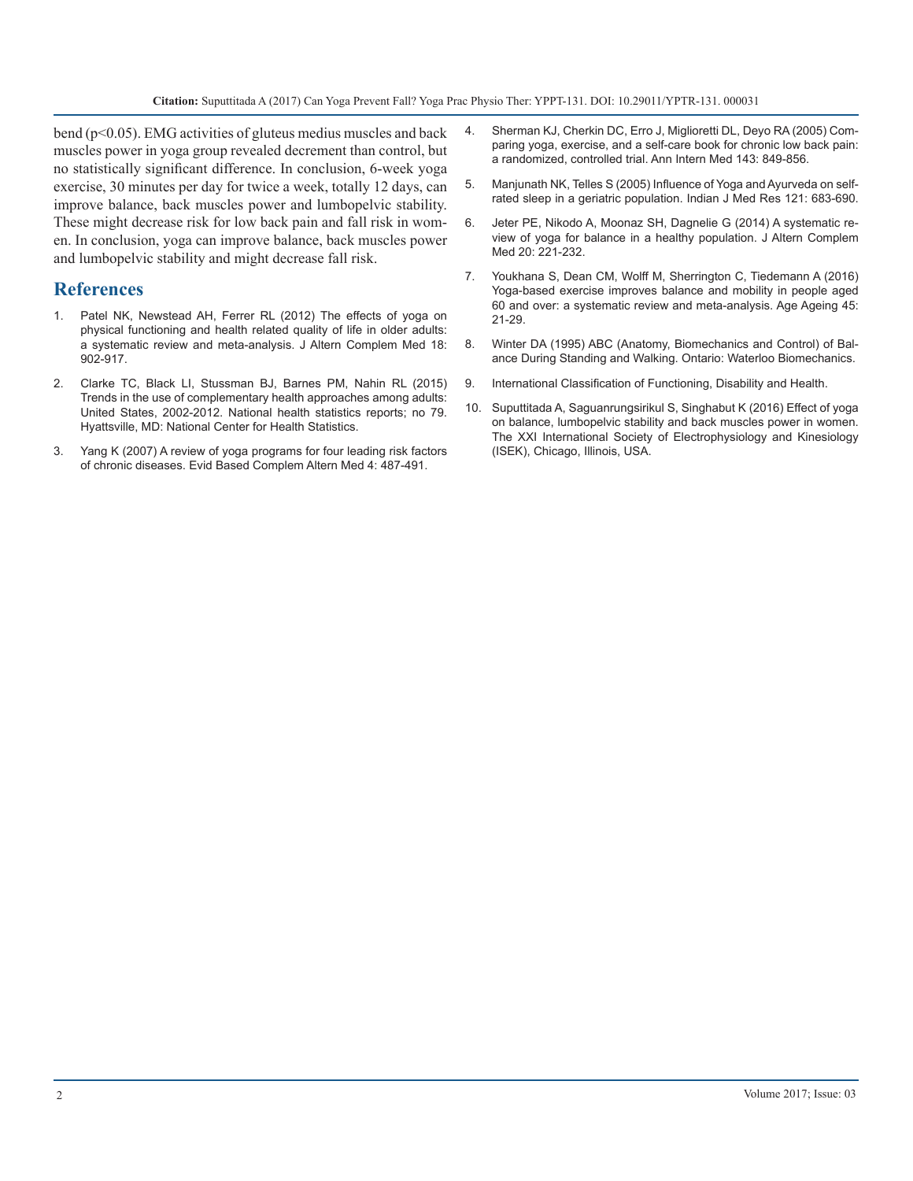bend ($p<0.05$). EMG activities of gluteus medius muscles and back muscles power in yoga group revealed decrement than control, but no statistically significant difference. In conclusion, 6-week yoga exercise, 30 minutes per day for twice a week, totally 12 days, can improve balance, back muscles power and lumbopelvic stability. These might decrease risk for low back pain and fall risk in women. In conclusion, yoga can improve balance, back muscles power and lumbopelvic stability and might decrease fall risk.

## References

1. Patel NK, Newstead AH, Ferrer RL (2012) The effects of yoga on physical functioning and health related quality of life in older adults: a systematic review and meta-analysis. J Altern Complem Med 18: 902-917.

2. Clarke TC, Black LI, Stussman BJ, Barnes PM, Nahin RL (2015) Trends in the use of complementary health approaches among adults: United States, 2002-2012. National health statistics reports; no 79. Hyattsville, MD: National Center for Health Statistics.

3. Yang K (2007) A review of yoga programs for four leading risk factors of chronic diseases. Evid Based Complem Altern Med 4: 487-491.

4. Sherman KJ, Cherkin DC, Erro J, Miglioretti DL, Deyo RA (2005) Comparing yoga, exercise, and a self-care book for chronic low back pain: a randomized, controlled trial. Ann Intern Med 143: 849-856.

5. Manjunath NK, Telles S (2005) Influence of Yoga and Ayurveda on self-rated sleep in a geriatric population. Indian J Med Res 121: 683-690.

6. Jeter PE, Nikodo A, Moonaz SH, Dagnelie G (2014) A systematic review of yoga for balance in a healthy population. J Altern Complem Med 20: 221-232.

7. Youkhana S, Dean CM, Wolff M, Sherrington C, Tiedemann A (2016) Yoga-based exercise improves balance and mobility in people aged 60 and over: a systematic review and meta-analysis. Age Ageing 45: 21-29.

8. Winter DA (1995) ABC (Anatomy, Biomechanics and Control) of Balance During Standing and Walking. Ontario: Waterloo Biomechanics.

9. International Classification of Functioning, Disability and Health.

10. Suputtitada A, Saguanrungsirikul S, Singhabut K (2016) Effect of yoga on balance, lumbopelvic stability and back muscles power in women. The XXI International Society of Electrophysiology and Kinesiology (ISEK), Chicago, Illinois, USA.